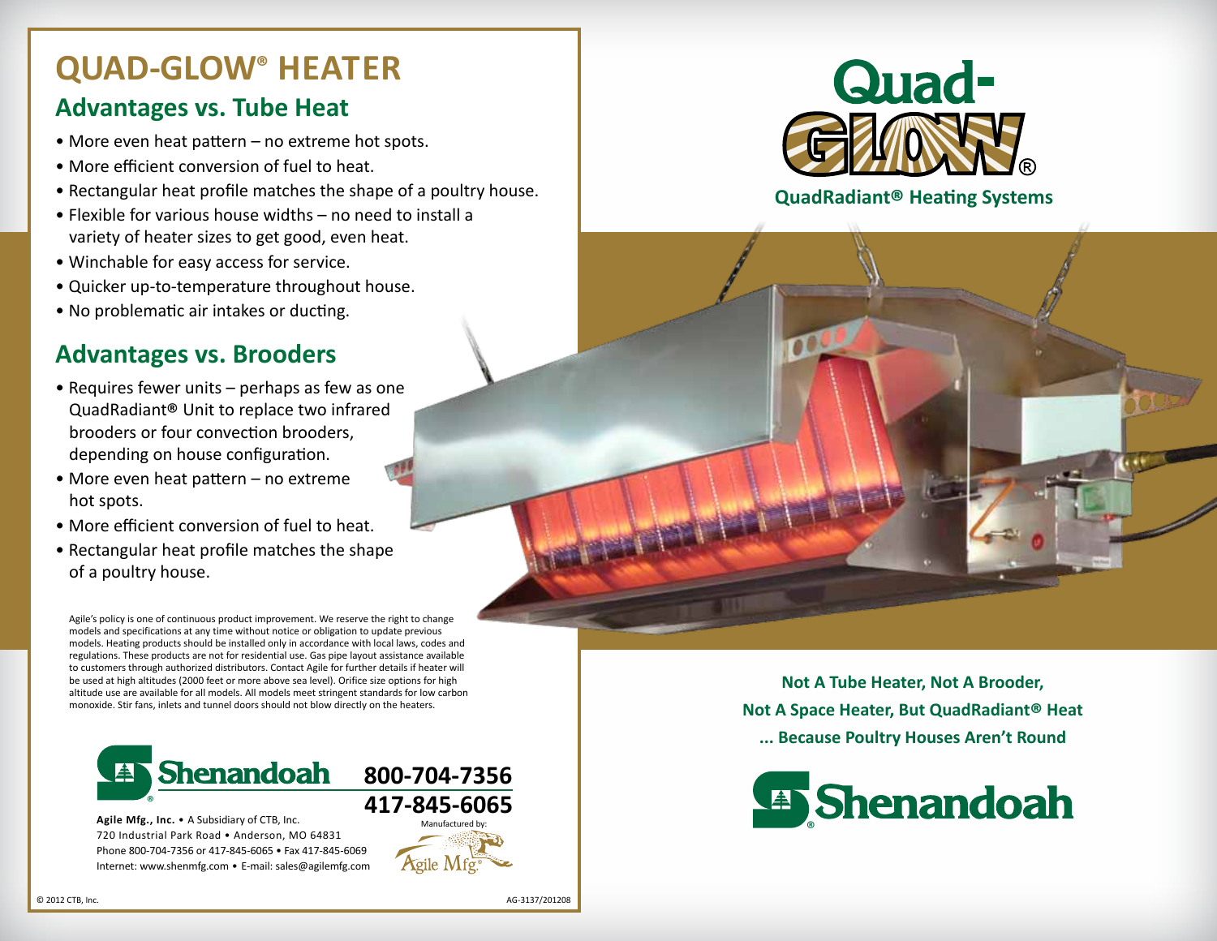# QUAD-GLOW® HEATER

## Advantages vs. Tube Heat

- More even heat pattern – no extreme hot spots.
- More efficient conversion of fuel to heat.
- Rectangular heat profile matches the shape of a poultry house.
- Flexible for various house widths – no need to install a variety of heater sizes to get good, even heat.
- Winchable for easy access for service.
- Quicker up-to-temperature throughout house.
- No problematic air intakes or ducting.

## Advantages vs. Brooders

- Requires fewer units – perhaps as few as one QuadRadiant® Unit to replace two infrared brooders or four convection brooders, depending on house configuration.
- More even heat pattern – no extreme hot spots.
- More efficient conversion of fuel to heat.
- Rectangular heat profile matches the shape of a poultry house.

Agile's policy is one of continuous product improvement. We reserve the right to change models and specifications at any time without notice or obligation to update previous models. Heating products should be installed only in accordance with local laws, codes and regulations. These products are not for residential use. Gas pipe layout assistance available to customers through authorized distributors. Contact Agile for further details if heater will be used at high altitudes (2000 feet or more above sea level). Orifice size options for high altitude use are available for all models. All models meet stringent standards for low carbon monoxide. Stir fans, inlets and tunnel doors should not blow directly on the heaters.

Shenandoah®

**800-704-7356**
**417-845-6065**

**Agile Mfg., Inc.** • A Subsidiary of CTB, Inc.
720 Industrial Park Road • Anderson, MO 64831
Phone 800-704-7356 or 417-845-6065 • Fax 417-845-6069
Internet: www.shenmfg.com • E-mail: sales@agilemfg.com

Manufactured by: Agile Mfg.®

© 2012 CTB, Inc. AG-3137/201208

# Quad-GLOW®

**QuadRadiant® Heating Systems**

**Not A Tube Heater, Not A Brooder,**
**Not A Space Heater, But QuadRadiant® Heat**
**... Because Poultry Houses Aren't Round**

Shenandoah®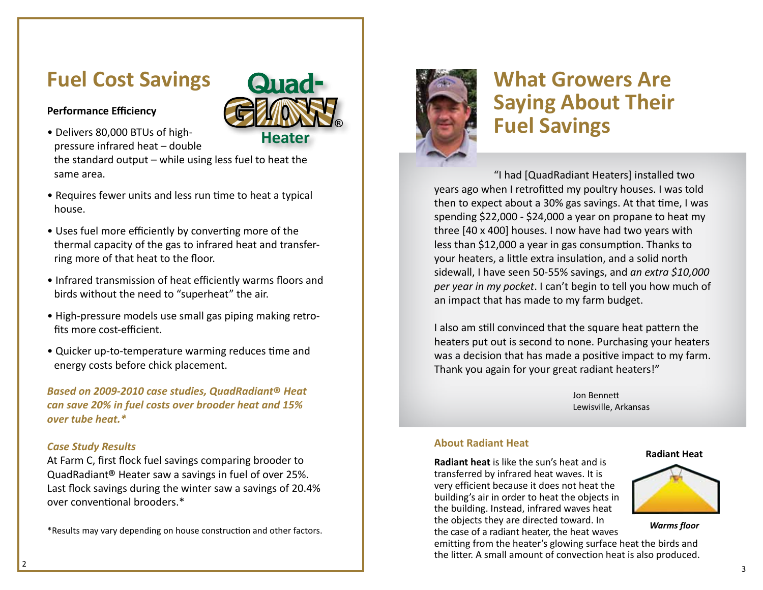## Fuel Cost Savings

**Performance Efficiency**

- Delivers 80,000 BTUs of high-pressure infrared heat – double the standard output – while using less fuel to heat the same area.
- Requires fewer units and less run time to heat a typical house.
- Uses fuel more efficiently by converting more of the thermal capacity of the gas to infrared heat and transferring more of that heat to the floor.
- Infrared transmission of heat efficiently warms floors and birds without the need to "superheat" the air.
- High-pressure models use small gas piping making retrofits more cost-efficient.
- Quicker up-to-temperature warming reduces time and energy costs before chick placement.

***Based on 2009-2010 case studies, QuadRadiant® Heat can save 20% in fuel costs over brooder heat and 15% over tube heat.****

***Case Study Results***

At Farm C, first flock fuel savings comparing brooder to QuadRadiant® Heater saw a savings in fuel of over 25%. Last flock savings during the winter saw a savings of 20.4% over conventional brooders.*

*Results may vary depending on house construction and other factors.

## What Growers Are Saying About Their Fuel Savings

"I had [QuadRadiant Heaters] installed two years ago when I retrofitted my poultry houses. I was told then to expect about a 30% gas savings. At that time, I was spending $22,000 - $24,000 a year on propane to heat my three [40 x 400] houses. I now have had two years with less than $12,000 a year in gas consumption. Thanks to your heaters, a little extra insulation, and a solid north sidewall, I have seen 50-55% savings, and *an extra $10,000 per year in my pocket*. I can't begin to tell you how much of an impact that has made to my farm budget.

I also am still convinced that the square heat pattern the heaters put out is second to none. Purchasing your heaters was a decision that has made a positive impact to my farm. Thank you again for your great radiant heaters!"

Jon Bennett
Lewisville, Arkansas

### About Radiant Heat

**Radiant heat** is like the sun's heat and is transferred by infrared heat waves. It is very efficient because it does not heat the building's air in order to heat the objects in the building. Instead, infrared waves heat the objects they are directed toward. In the case of a radiant heater, the heat waves emitting from the heater's glowing surface heat the birds and the litter. A small amount of convection heat is also produced.

**Radiant Heat**

***Warms floor***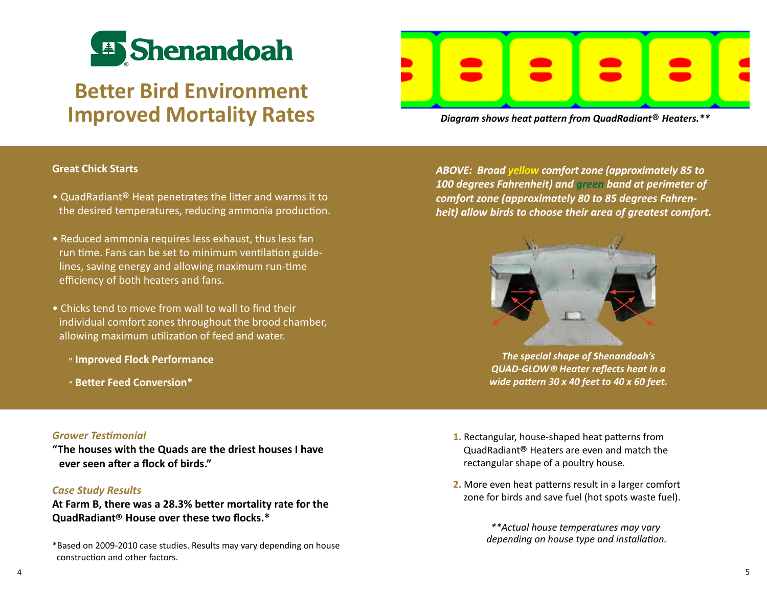# Shenandoah

## Better Bird Environment Improved Mortality Rates

*Diagram shows heat pattern from QuadRadiant® Heaters.***

### Great Chick Starts

- QuadRadiant® Heat penetrates the litter and warms it to the desired temperatures, reducing ammonia production.
- Reduced ammonia requires less exhaust, thus less fan run time. Fans can be set to minimum ventilation guidelines, saving energy and allowing maximum run-time efficiency of both heaters and fans.
- Chicks tend to move from wall to wall to find their individual comfort zones throughout the brood chamber, allowing maximum utilization of feed and water.
  - **Improved Flock Performance**
  - **Better Feed Conversion***

***ABOVE: Broad yellow comfort zone (approximately 85 to 100 degrees Fahrenheit) and green band at perimeter of comfort zone (approximately 80 to 85 degrees Fahrenheit) allow birds to choose their area of greatest comfort.***

***The special shape of Shenandoah's QUAD-GLOW® Heater reflects heat in a wide pattern 30 x 40 feet to 40 x 60 feet.***

*Grower Testimonial*

**"The houses with the Quads are the driest houses I have ever seen after a flock of birds."**

*Case Study Results*

**At Farm B, there was a 28.3% better mortality rate for the QuadRadiant® House over these two flocks.***

*Based on 2009-2010 case studies. Results may vary depending on house construction and other factors.

1. Rectangular, house-shaped heat patterns from QuadRadiant® Heaters are even and match the rectangular shape of a poultry house.
2. More even heat patterns result in a larger comfort zone for birds and save fuel (hot spots waste fuel).

***Actual house temperatures may vary depending on house type and installation.*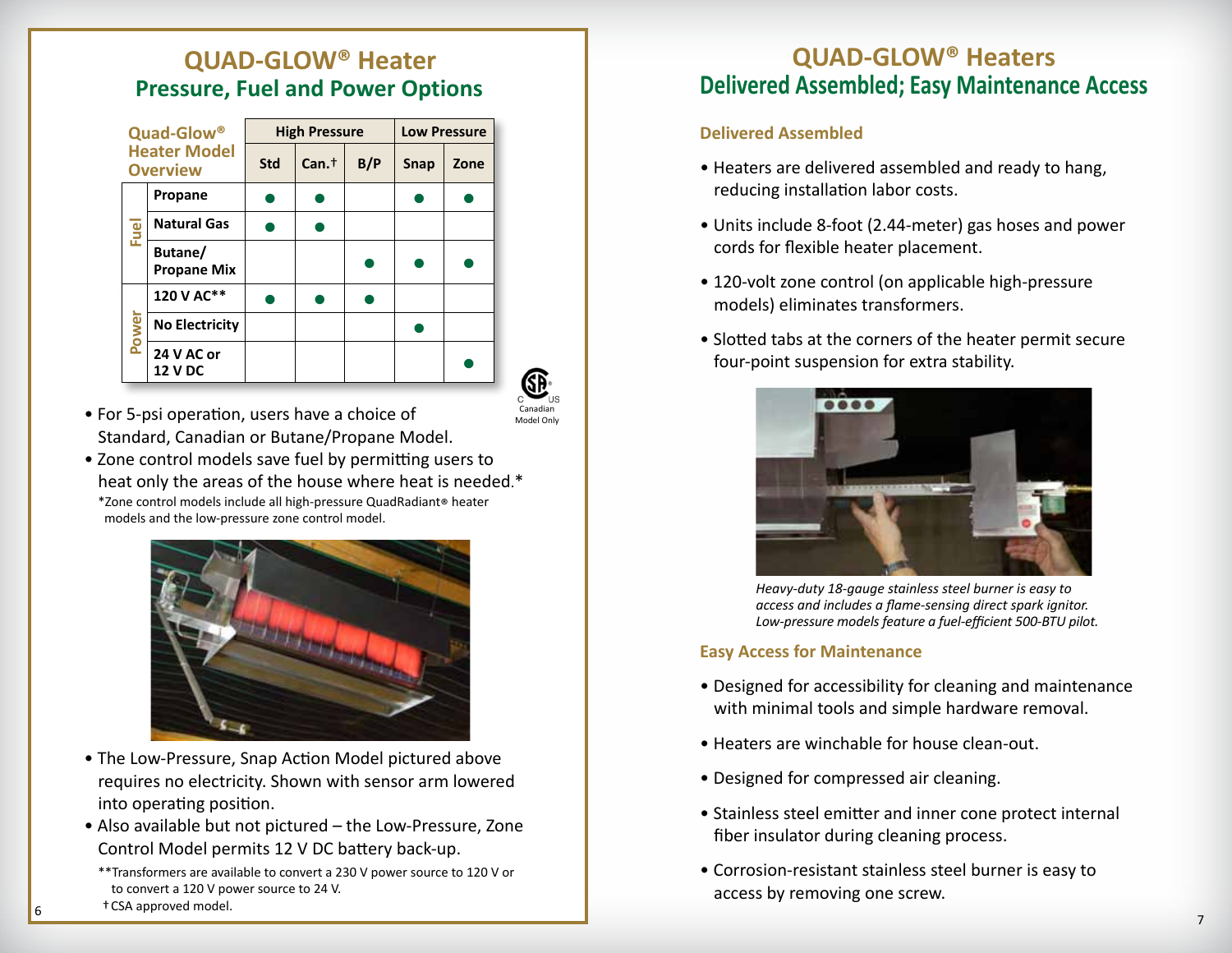# QUAD-GLOW® Heater
## Pressure, Fuel and Power Options

| Quad-Glow® Heater Model Overview | | High Pressure | | | Low Pressure | |
|---|---|---|---|---|---|---|
| | | Std | Can.† | B/P | Snap | Zone |
| Fuel | Propane | ● | ● | | ● | ● |
| | Natural Gas | ● | ● | | | |
| | Butane/ Propane Mix | | | ● | ● | ● |
| Power | 120 V AC** | ● | ● | ● | | |
| | No Electricity | | | | ● | |
| | 24 V AC or 12 V DC | | | | | ● |

C US Canadian Model Only

- For 5-psi operation, users have a choice of Standard, Canadian or Butane/Propane Model.
- Zone control models save fuel by permitting users to heat only the areas of the house where heat is needed.*

*Zone control models include all high-pressure QuadRadiant® heater models and the low-pressure zone control model.

- The Low-Pressure, Snap Action Model pictured above requires no electricity. Shown with sensor arm lowered into operating position.
- Also available but not pictured – the Low-Pressure, Zone Control Model permits 12 V DC battery back-up.

**Transformers are available to convert a 230 V power source to 120 V or to convert a 120 V power source to 24 V.

†CSA approved model.

# QUAD-GLOW® Heaters
## Delivered Assembled; Easy Maintenance Access

### Delivered Assembled

- Heaters are delivered assembled and ready to hang, reducing installation labor costs.
- Units include 8-foot (2.44-meter) gas hoses and power cords for flexible heater placement.
- 120-volt zone control (on applicable high-pressure models) eliminates transformers.
- Slotted tabs at the corners of the heater permit secure four-point suspension for extra stability.

*Heavy-duty 18-gauge stainless steel burner is easy to access and includes a flame-sensing direct spark ignitor. Low-pressure models feature a fuel-efficient 500-BTU pilot.*

### Easy Access for Maintenance

- Designed for accessibility for cleaning and maintenance with minimal tools and simple hardware removal.
- Heaters are winchable for house clean-out.
- Designed for compressed air cleaning.
- Stainless steel emitter and inner cone protect internal fiber insulator during cleaning process.
- Corrosion-resistant stainless steel burner is easy to access by removing one screw.